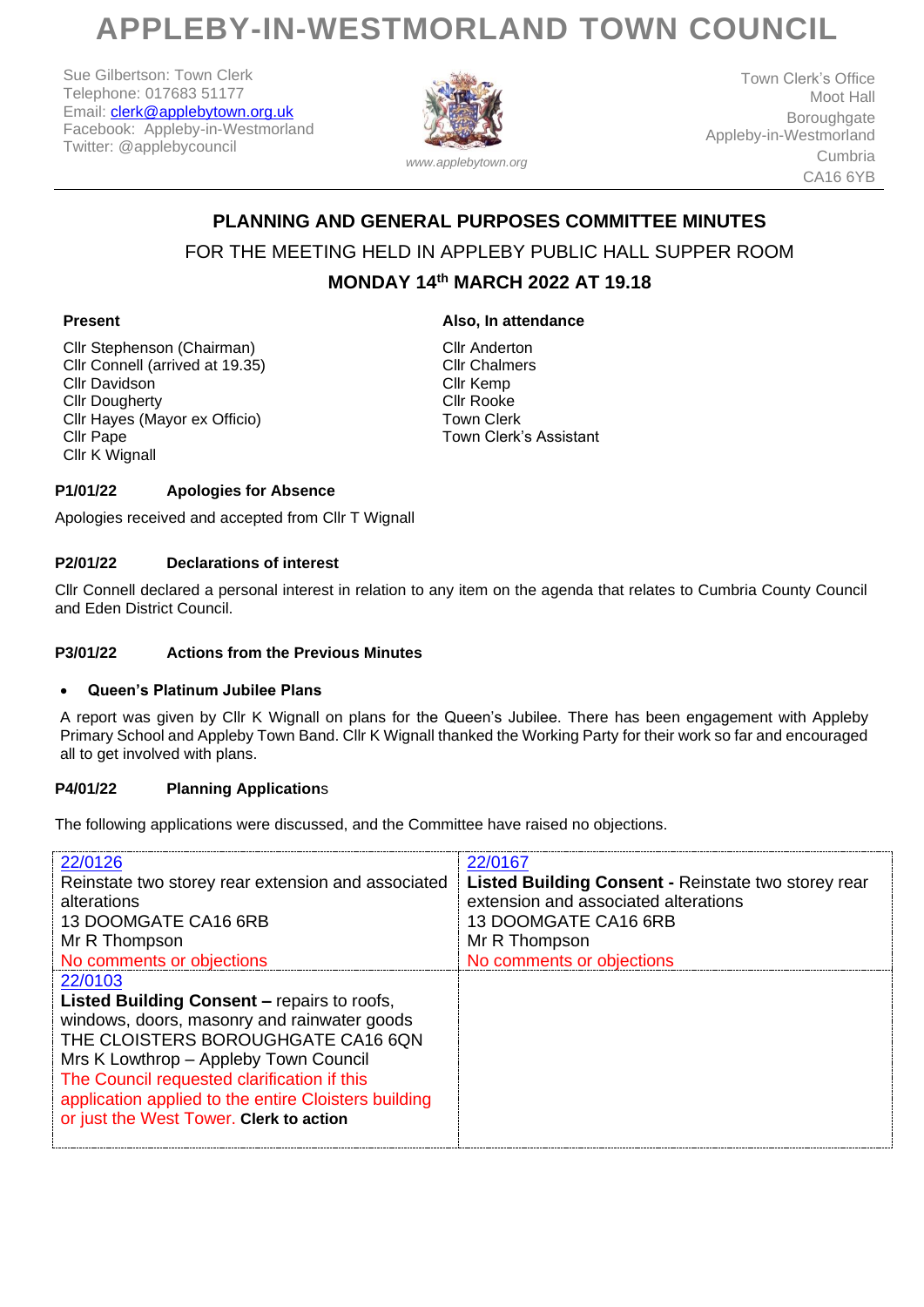# APPLEBY-IN-WESTMORLAND TOWN COUNCIL

Sue Gilbertson: Town Clerk
Telephone: 017683 51177
Email: clerk@applebytown.org.uk
Facebook: Appleby-in-Westmorland
Twitter: @applebycouncil

*www.applebytown.org*

Town Clerk's Office
Moot Hall
Boroughgate
Appleby-in-Westmorland
Cumbria
CA16 6YB

## PLANNING AND GENERAL PURPOSES COMMITTEE MINUTES

FOR THE MEETING HELD IN APPLEBY PUBLIC HALL SUPPER ROOM

**MONDAY 14th MARCH 2022 AT 19.18**

**Present**

Cllr Stephenson (Chairman)
Cllr Connell (arrived at 19.35)
Cllr Davidson
Cllr Dougherty
Cllr Hayes (Mayor ex Officio)
Cllr Pape
Cllr K Wignall

**Also, In attendance**

Cllr Anderton
Cllr Chalmers
Cllr Kemp
Cllr Rooke
Town Clerk
Town Clerk's Assistant

### P1/01/22 Apologies for Absence

Apologies received and accepted from Cllr T Wignall

### P2/01/22 Declarations of interest

Cllr Connell declared a personal interest in relation to any item on the agenda that relates to Cumbria County Council and Eden District Council.

### P3/01/22 Actions from the Previous Minutes

- **Queen's Platinum Jubilee Plans**

A report was given by Cllr K Wignall on plans for the Queen's Jubilee. There has been engagement with Appleby Primary School and Appleby Town Band. Cllr K Wignall thanked the Working Party for their work so far and encouraged all to get involved with plans.

### P4/01/22 Planning Applications

The following applications were discussed, and the Committee have raised no objections.

| | |
|---|---|
| 22/0126<br>Reinstate two storey rear extension and associated alterations<br>13 DOOMGATE CA16 6RB<br>Mr R Thompson<br>No comments or objections | 22/0167<br>**Listed Building Consent -** Reinstate two storey rear extension and associated alterations<br>13 DOOMGATE CA16 6RB<br>Mr R Thompson<br>No comments or objections |
| 22/0103<br>**Listed Building Consent –** repairs to roofs, windows, doors, masonry and rainwater goods<br>THE CLOISTERS BOROUGHGATE CA16 6QN<br>Mrs K Lowthrop – Appleby Town Council<br>The Council requested clarification if this application applied to the entire Cloisters building or just the West Tower. **Clerk to action** | |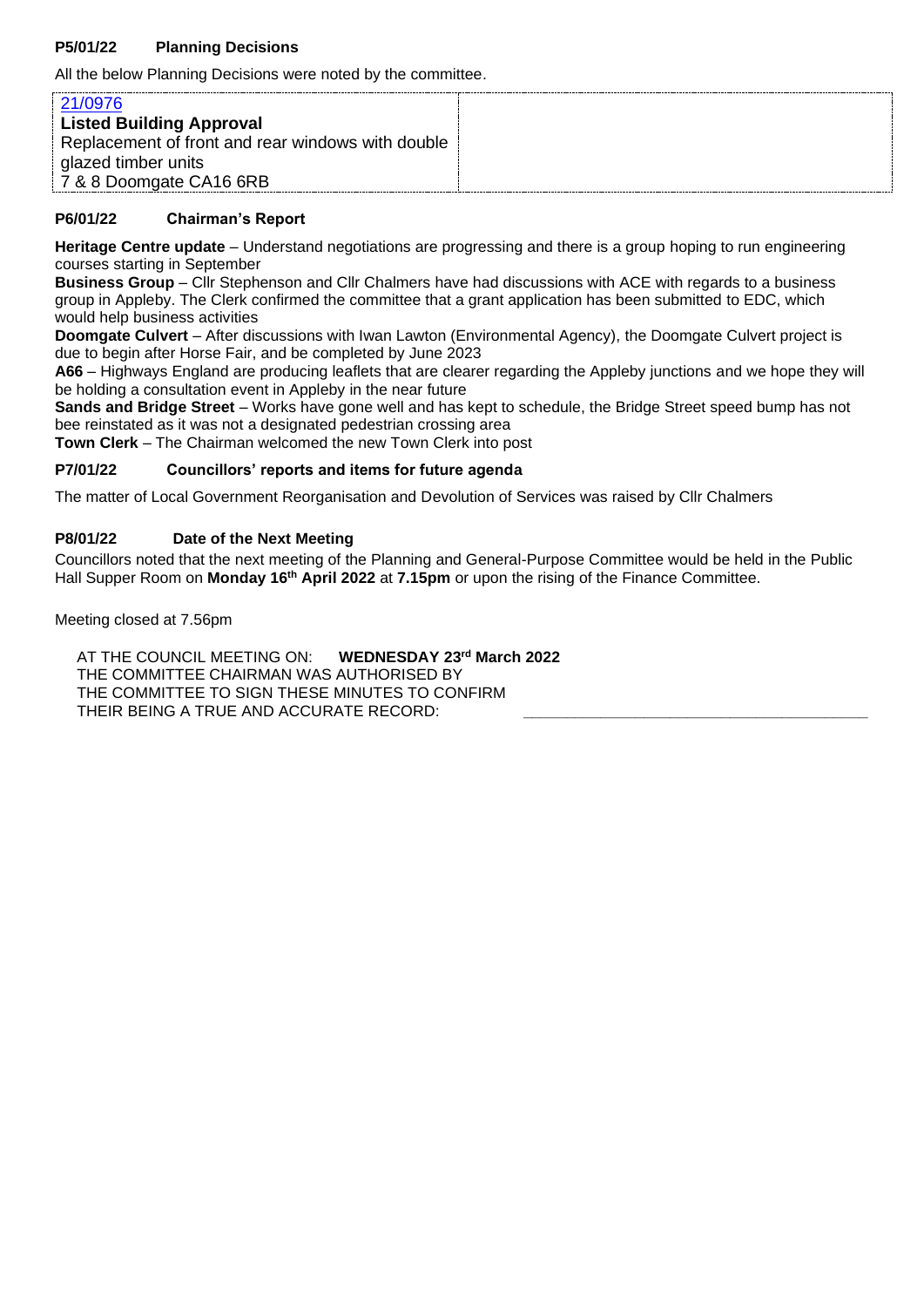**P5/01/22 Planning Decisions**

All the below Planning Decisions were noted by the committee.

| | |
|---|---|
| 21/0976<br>**Listed Building Approval**<br>Replacement of front and rear windows with double glazed timber units<br>7 & 8 Doomgate CA16 6RB | |

**P6/01/22 Chairman's Report**

**Heritage Centre update** – Understand negotiations are progressing and there is a group hoping to run engineering courses starting in September

**Business Group** – Cllr Stephenson and Cllr Chalmers have had discussions with ACE with regards to a business group in Appleby. The Clerk confirmed the committee that a grant application has been submitted to EDC, which would help business activities

**Doomgate Culvert** – After discussions with Iwan Lawton (Environmental Agency), the Doomgate Culvert project is due to begin after Horse Fair, and be completed by June 2023

**A66** – Highways England are producing leaflets that are clearer regarding the Appleby junctions and we hope they will be holding a consultation event in Appleby in the near future

**Sands and Bridge Street** – Works have gone well and has kept to schedule, the Bridge Street speed bump has not bee reinstated as it was not a designated pedestrian crossing area

**Town Clerk** – The Chairman welcomed the new Town Clerk into post

**P7/01/22 Councillors' reports and items for future agenda**

The matter of Local Government Reorganisation and Devolution of Services was raised by Cllr Chalmers

**P8/01/22 Date of the Next Meeting**

Councillors noted that the next meeting of the Planning and General-Purpose Committee would be held in the Public Hall Supper Room on **Monday 16th April 2022** at **7.15pm** or upon the rising of the Finance Committee.

Meeting closed at 7.56pm

AT THE COUNCIL MEETING ON: **WEDNESDAY 23rd March 2022**
THE COMMITTEE CHAIRMAN WAS AUTHORISED BY
THE COMMITTEE TO SIGN THESE MINUTES TO CONFIRM
THEIR BEING A TRUE AND ACCURATE RECORD: \_\_\_\_\_\_\_\_\_\_\_\_\_\_\_\_\_\_\_\_\_\_\_\_\_\_\_\_\_\_\_\_\_\_\_\_\_\_\_\_